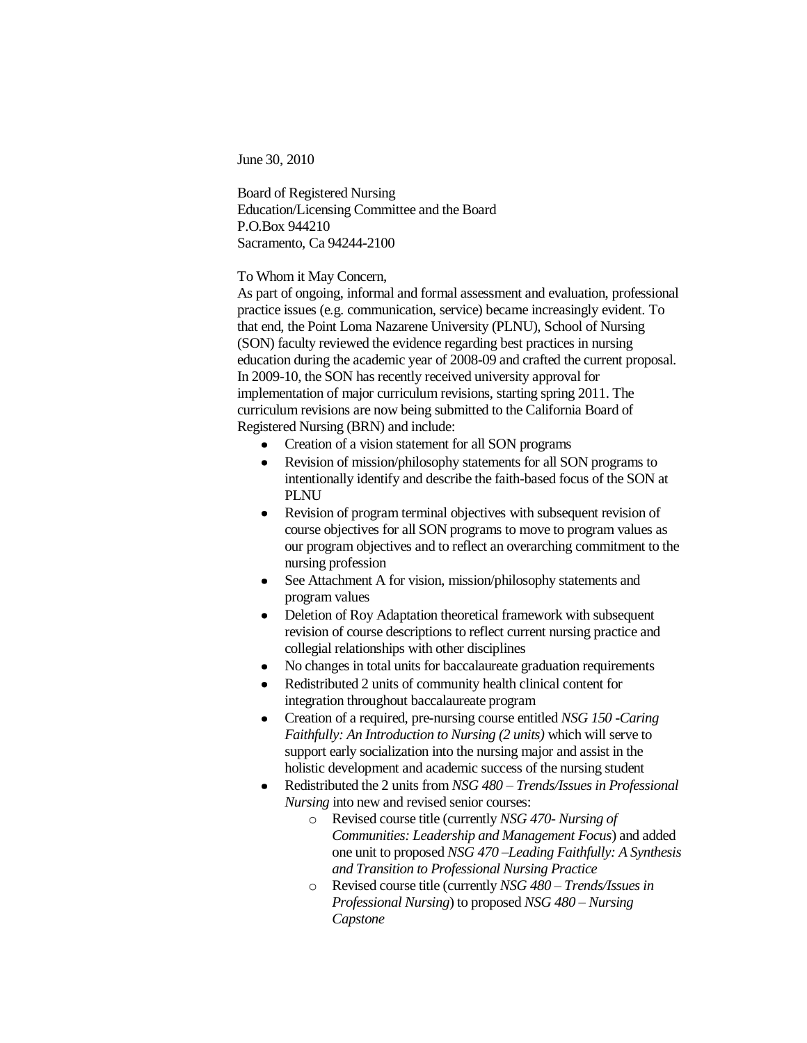June 30, 2010

Board of Registered Nursing
Education/Licensing Committee and the Board
P.O.Box 944210
Sacramento, Ca 94244-2100

To Whom it May Concern,

As part of ongoing, informal and formal assessment and evaluation, professional practice issues (e.g. communication, service) became increasingly evident. To that end, the Point Loma Nazarene University (PLNU), School of Nursing (SON) faculty reviewed the evidence regarding best practices in nursing education during the academic year of 2008-09 and crafted the current proposal. In 2009-10, the SON has recently received university approval for implementation of major curriculum revisions, starting spring 2011. The curriculum revisions are now being submitted to the California Board of Registered Nursing (BRN) and include:

- Creation of a vision statement for all SON programs
- Revision of mission/philosophy statements for all SON programs to intentionally identify and describe the faith-based focus of the SON at PLNU
- Revision of program terminal objectives with subsequent revision of course objectives for all SON programs to move to program values as our program objectives and to reflect an overarching commitment to the nursing profession
- See Attachment A for vision, mission/philosophy statements and program values
- Deletion of Roy Adaptation theoretical framework with subsequent revision of course descriptions to reflect current nursing practice and collegial relationships with other disciplines
- No changes in total units for baccalaureate graduation requirements
- Redistributed 2 units of community health clinical content for integration throughout baccalaureate program
- Creation of a required, pre-nursing course entitled *NSG 150 -Caring Faithfully: An Introduction to Nursing (2 units)* which will serve to support early socialization into the nursing major and assist in the holistic development and academic success of the nursing student
- Redistributed the 2 units from *NSG 480 – Trends/Issues in Professional Nursing* into new and revised senior courses:
  - Revised course title (currently *NSG 470- Nursing of Communities: Leadership and Management Focus*) and added one unit to proposed *NSG 470 –Leading Faithfully: A Synthesis and Transition to Professional Nursing Practice*
  - Revised course title (currently *NSG 480 – Trends/Issues in Professional Nursing*) to proposed *NSG 480 – Nursing Capstone*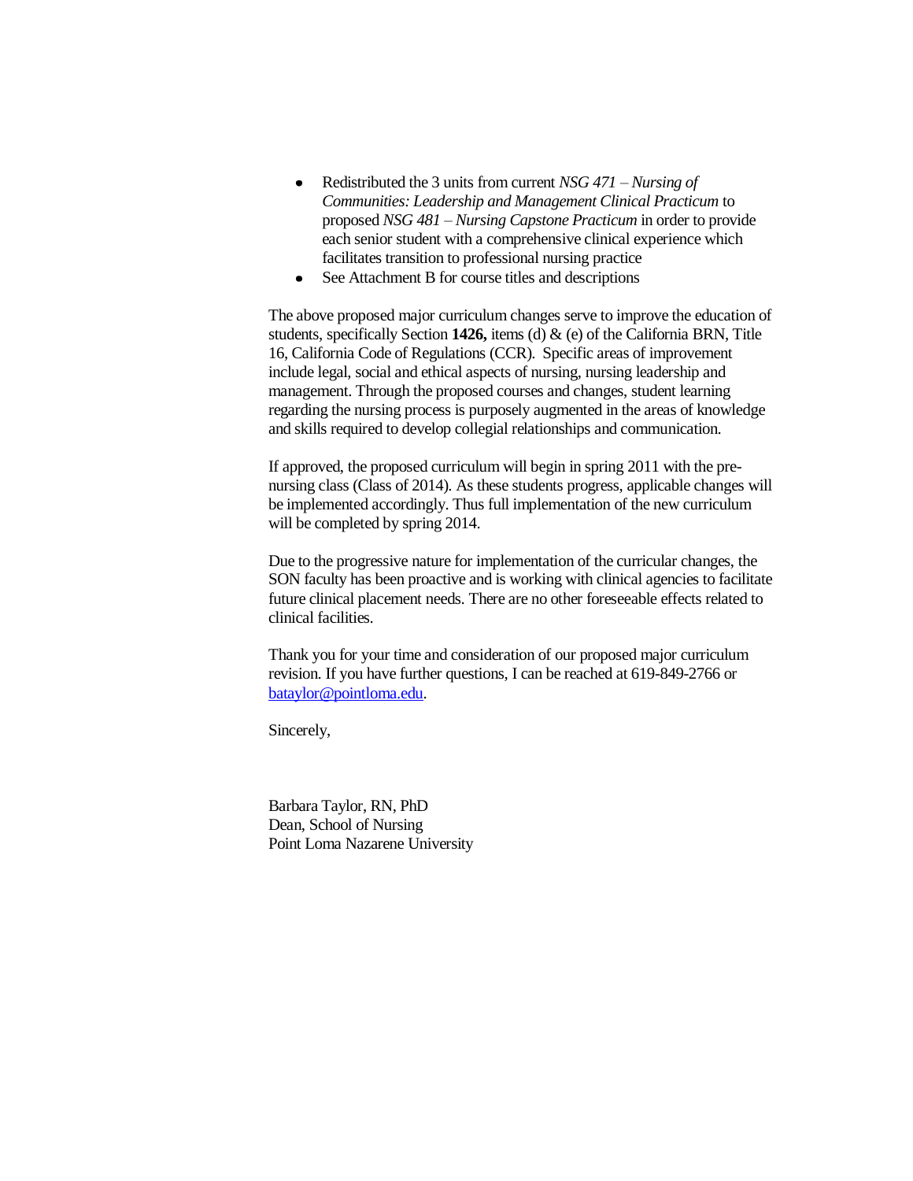- Redistributed the 3 units from current *NSG 471 – Nursing of Communities: Leadership and Management Clinical Practicum* to proposed *NSG 481 – Nursing Capstone Practicum* in order to provide each senior student with a comprehensive clinical experience which facilitates transition to professional nursing practice
- See Attachment B for course titles and descriptions

The above proposed major curriculum changes serve to improve the education of students, specifically Section **1426,** items (d) & (e) of the California BRN, Title 16, California Code of Regulations (CCR). Specific areas of improvement include legal, social and ethical aspects of nursing, nursing leadership and management. Through the proposed courses and changes, student learning regarding the nursing process is purposely augmented in the areas of knowledge and skills required to develop collegial relationships and communication.

If approved, the proposed curriculum will begin in spring 2011 with the pre-nursing class (Class of 2014). As these students progress, applicable changes will be implemented accordingly. Thus full implementation of the new curriculum will be completed by spring 2014.

Due to the progressive nature for implementation of the curricular changes, the SON faculty has been proactive and is working with clinical agencies to facilitate future clinical placement needs. There are no other foreseeable effects related to clinical facilities.

Thank you for your time and consideration of our proposed major curriculum revision. If you have further questions, I can be reached at 619-849-2766 or bataylor@pointloma.edu.

Sincerely,

Barbara Taylor, RN, PhD
Dean, School of Nursing
Point Loma Nazarene University